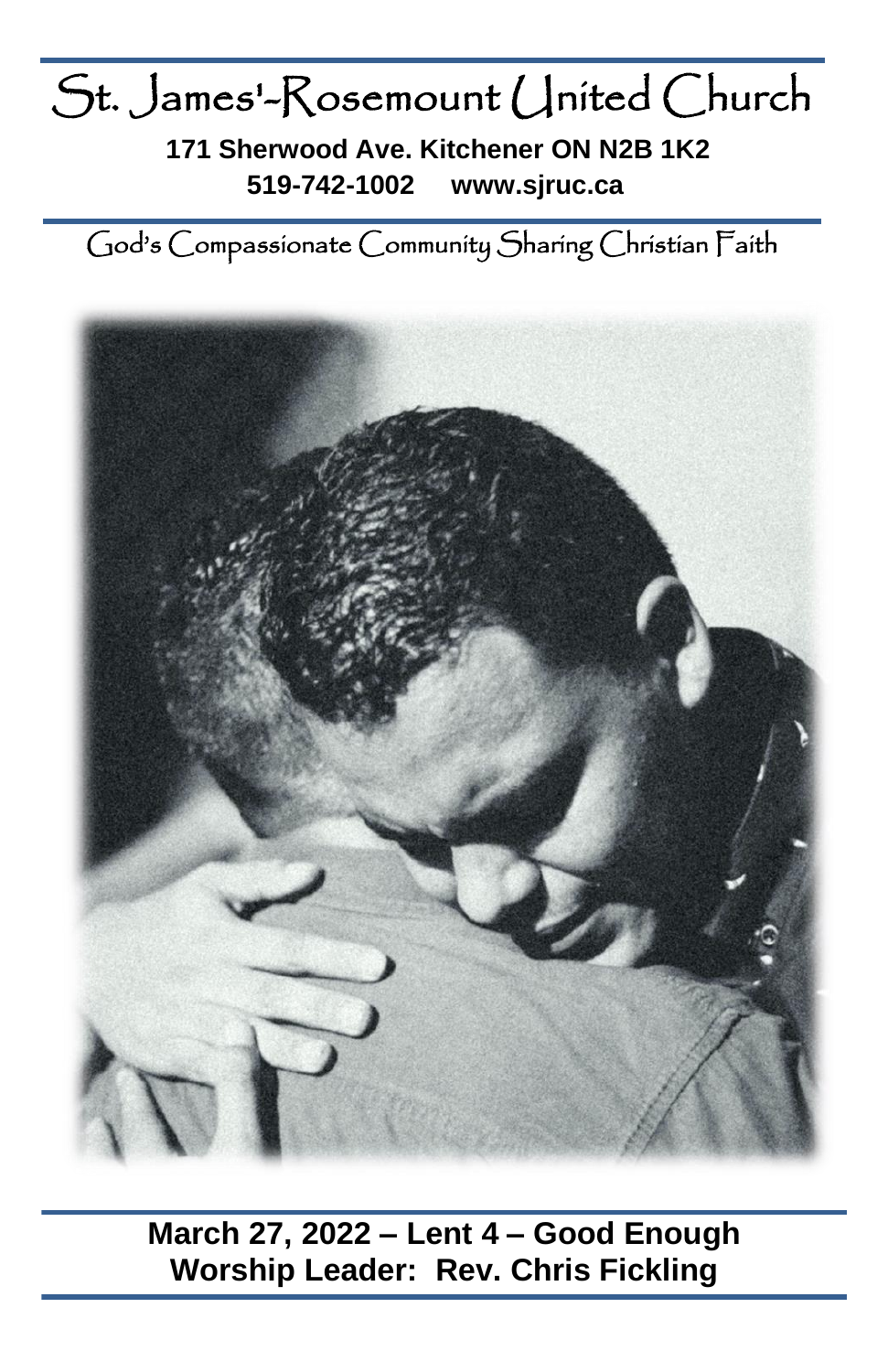# St. James'-Rosemount United Church

**171 Sherwood Ave. Kitchener ON N2B 1K2**
**519-742-1002 www.sjruc.ca**

God's Compassionate Community Sharing Christian Faith

**March 27, 2022 – Lent 4 – Good Enough**
**Worship Leader: Rev. Chris Fickling**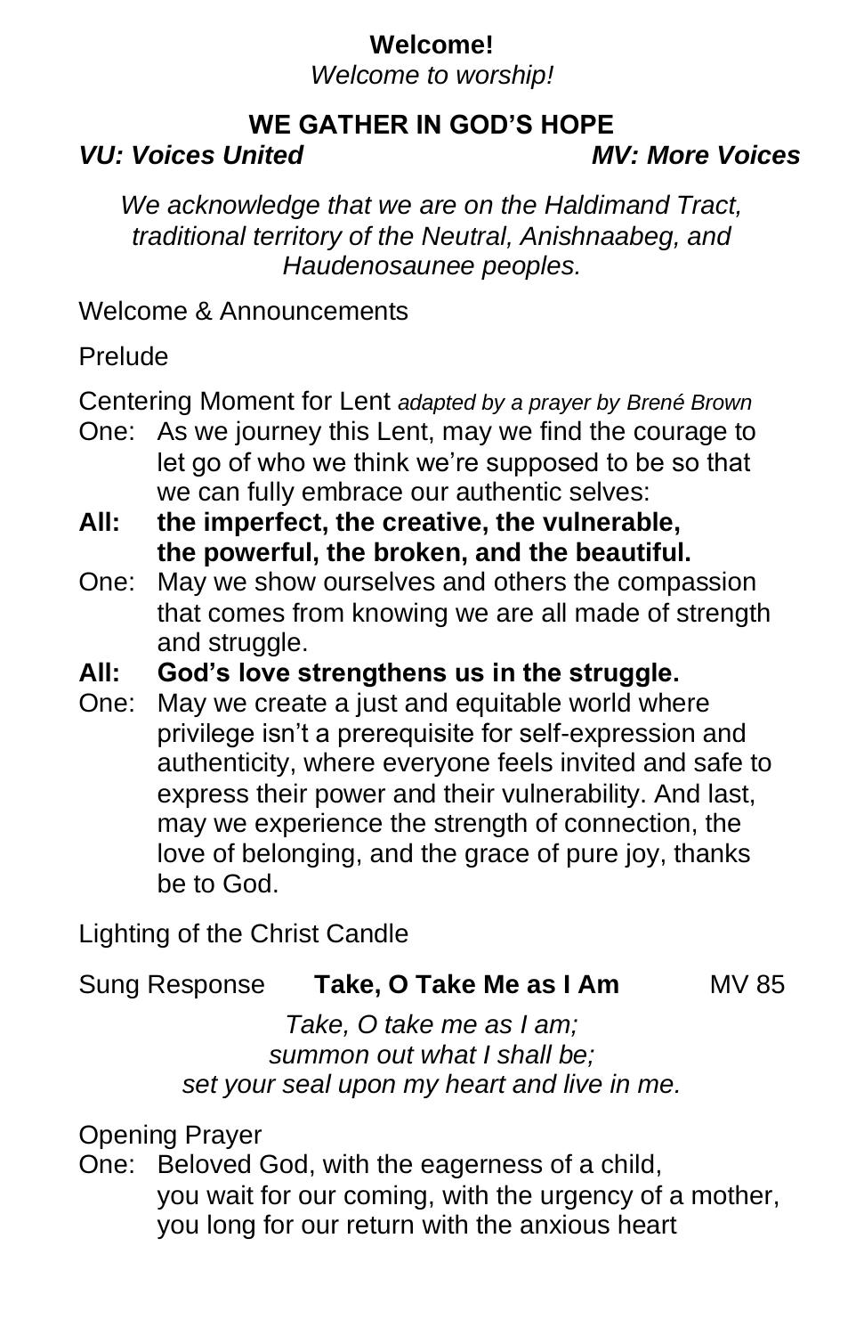**Welcome!**

*Welcome to worship!*

## WE GATHER IN GOD'S HOPE

***VU: Voices United*** ***MV: More Voices***

*We acknowledge that we are on the Haldimand Tract, traditional territory of the Neutral, Anishnaabeg, and Haudenosaunee peoples.*

Welcome & Announcements

Prelude

Centering Moment for Lent *adapted by a prayer by Brené Brown*

One: As we journey this Lent, may we find the courage to let go of who we think we're supposed to be so that we can fully embrace our authentic selves:

**All: the imperfect, the creative, the vulnerable, the powerful, the broken, and the beautiful.**

One: May we show ourselves and others the compassion that comes from knowing we are all made of strength and struggle.

**All: God's love strengthens us in the struggle.**

One: May we create a just and equitable world where privilege isn't a prerequisite for self-expression and authenticity, where everyone feels invited and safe to express their power and their vulnerability. And last, may we experience the strength of connection, the love of belonging, and the grace of pure joy, thanks be to God.

Lighting of the Christ Candle

Sung Response **Take, O Take Me as I Am** MV 85

*Take, O take me as I am;*
*summon out what I shall be;*
*set your seal upon my heart and live in me.*

Opening Prayer

One: Beloved God, with the eagerness of a child, you wait for our coming, with the urgency of a mother, you long for our return with the anxious heart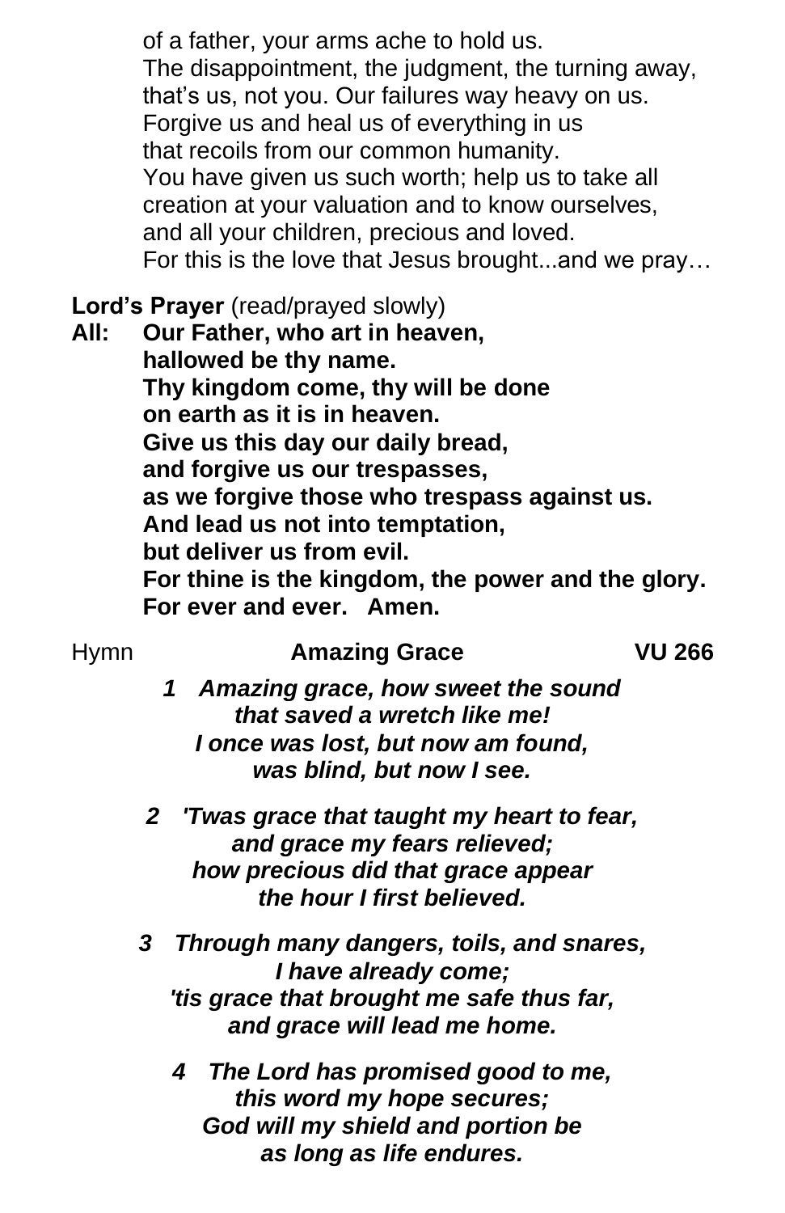of a father, your arms ache to hold us.
The disappointment, the judgment, the turning away, that's us, not you. Our failures way heavy on us.
Forgive us and heal us of everything in us
that recoils from our common humanity.
You have given us such worth; help us to take all creation at your valuation and to know ourselves,
and all your children, precious and loved.
For this is the love that Jesus brought...and we pray…

**Lord's Prayer** (read/prayed slowly)

**All: Our Father, who art in heaven,**
**hallowed be thy name.**
**Thy kingdom come, thy will be done**
**on earth as it is in heaven.**
**Give us this day our daily bread,**
**and forgive us our trespasses,**
**as we forgive those who trespass against us.**
**And lead us not into temptation,**
**but deliver us from evil.**
**For thine is the kingdom, the power and the glory.**
**For ever and ever. Amen.**

Hymn **Amazing Grace** **VU 266**

***1 Amazing grace, how sweet the sound***
***that saved a wretch like me!***
***I once was lost, but now am found,***
***was blind, but now I see.***

***2 'Twas grace that taught my heart to fear,***
***and grace my fears relieved;***
***how precious did that grace appear***
***the hour I first believed.***

***3 Through many dangers, toils, and snares,***
***I have already come;***
***'tis grace that brought me safe thus far,***
***and grace will lead me home.***

***4 The Lord has promised good to me,***
***this word my hope secures;***
***God will my shield and portion be***
***as long as life endures.***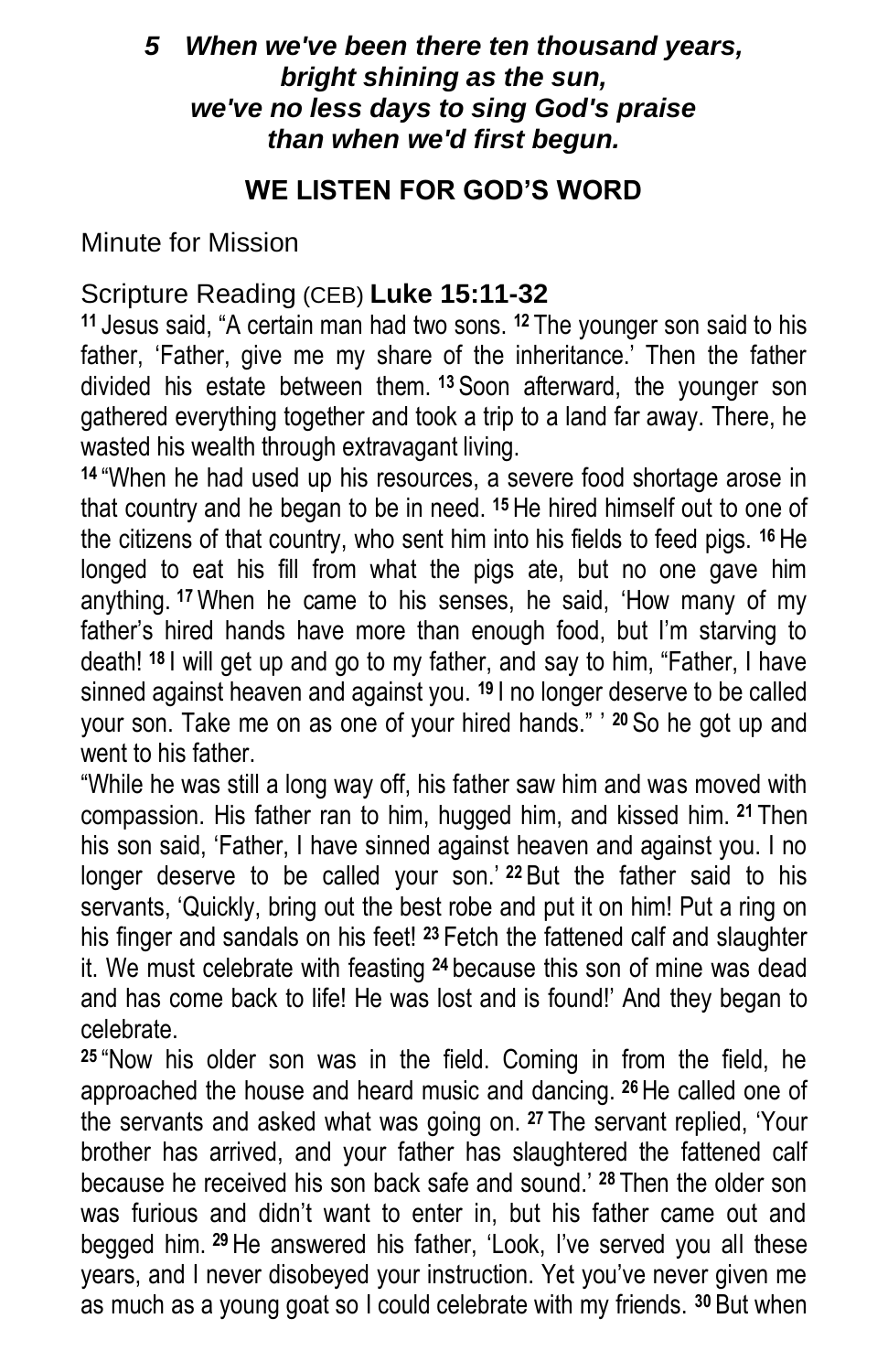***5 When we've been there ten thousand years,***
***bright shining as the sun,***
***we've no less days to sing God's praise***
***than when we'd first begun.***

## WE LISTEN FOR GOD'S WORD

Minute for Mission

Scripture Reading (CEB) **Luke 15:11-32**

**11** Jesus said, "A certain man had two sons. **12** The younger son said to his father, 'Father, give me my share of the inheritance.' Then the father divided his estate between them. **13** Soon afterward, the younger son gathered everything together and took a trip to a land far away. There, he wasted his wealth through extravagant living.

**14** "When he had used up his resources, a severe food shortage arose in that country and he began to be in need. **15** He hired himself out to one of the citizens of that country, who sent him into his fields to feed pigs. **16** He longed to eat his fill from what the pigs ate, but no one gave him anything. **17** When he came to his senses, he said, 'How many of my father's hired hands have more than enough food, but I'm starving to death! **18** I will get up and go to my father, and say to him, "Father, I have sinned against heaven and against you. **19** I no longer deserve to be called your son. Take me on as one of your hired hands." ' **20** So he got up and went to his father.

"While he was still a long way off, his father saw him and was moved with compassion. His father ran to him, hugged him, and kissed him. **21** Then his son said, 'Father, I have sinned against heaven and against you. I no longer deserve to be called your son.' **22** But the father said to his servants, 'Quickly, bring out the best robe and put it on him! Put a ring on his finger and sandals on his feet! **23** Fetch the fattened calf and slaughter it. We must celebrate with feasting **24** because this son of mine was dead and has come back to life! He was lost and is found!' And they began to celebrate.

**25** "Now his older son was in the field. Coming in from the field, he approached the house and heard music and dancing. **26** He called one of the servants and asked what was going on. **27** The servant replied, 'Your brother has arrived, and your father has slaughtered the fattened calf because he received his son back safe and sound.' **28** Then the older son was furious and didn't want to enter in, but his father came out and begged him. **29** He answered his father, 'Look, I've served you all these years, and I never disobeyed your instruction. Yet you've never given me as much as a young goat so I could celebrate with my friends. **30** But when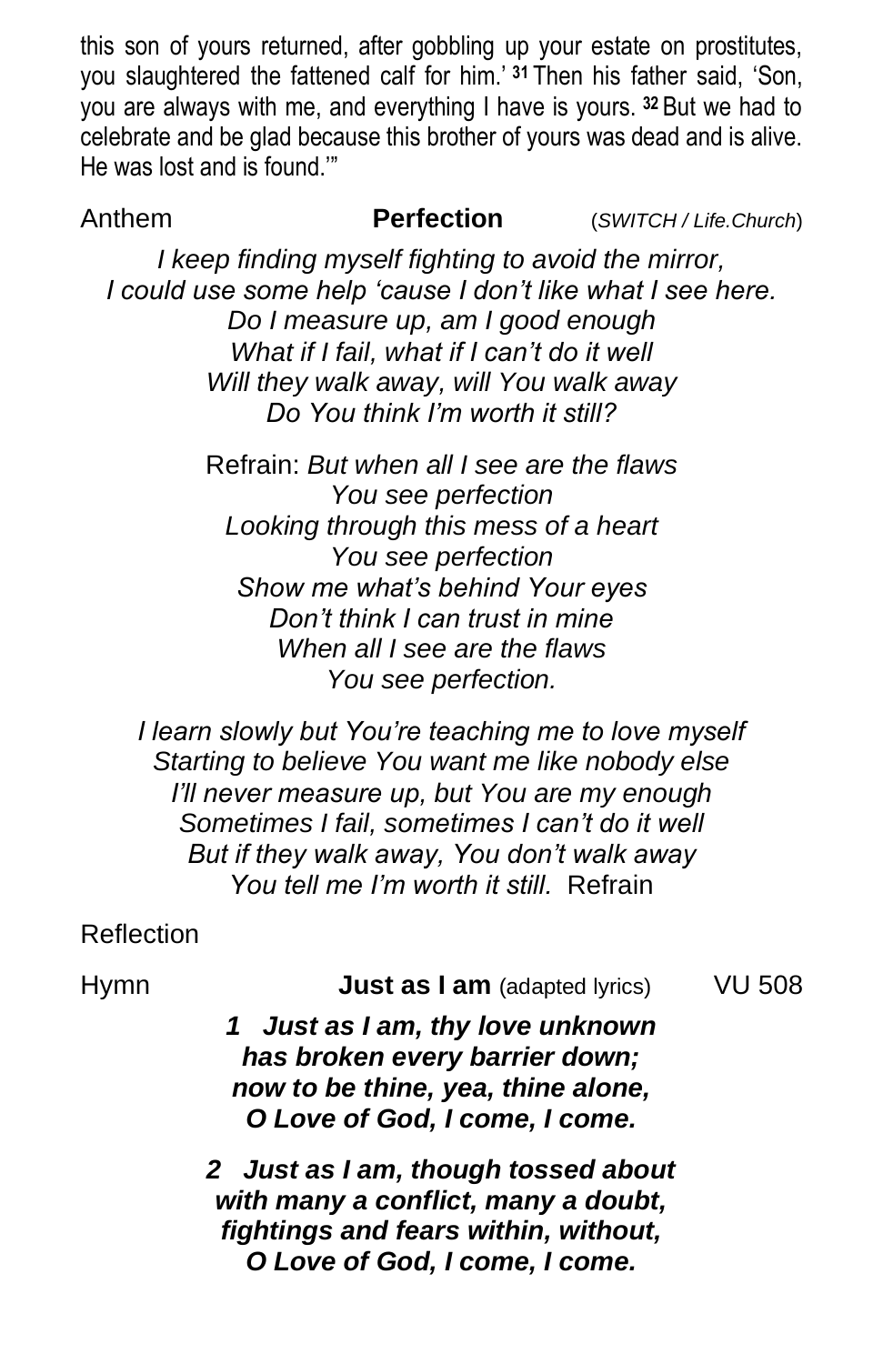this son of yours returned, after gobbling up your estate on prostitutes, you slaughtered the fattened calf for him.' [31] Then his father said, 'Son, you are always with me, and everything I have is yours. [32] But we had to celebrate and be glad because this brother of yours was dead and is alive. He was lost and is found.'"

Anthem **Perfection** (*SWITCH / Life.Church*)

*I keep finding myself fighting to avoid the mirror,*
*I could use some help 'cause I don't like what I see here.*
*Do I measure up, am I good enough*
*What if I fail, what if I can't do it well*
*Will they walk away, will You walk away*
*Do You think I'm worth it still?*

Refrain: *But when all I see are the flaws*
*You see perfection*
*Looking through this mess of a heart*
*You see perfection*
*Show me what's behind Your eyes*
*Don't think I can trust in mine*
*When all I see are the flaws*
*You see perfection.*

*I learn slowly but You're teaching me to love myself*
*Starting to believe You want me like nobody else*
*I'll never measure up, but You are my enough*
*Sometimes I fail, sometimes I can't do it well*
*But if they walk away, You don't walk away*
*You tell me I'm worth it still.* Refrain

Reflection

Hymn **Just as I am** (adapted lyrics) VU 508

***1 Just as I am, thy love unknown***
***has broken every barrier down;***
***now to be thine, yea, thine alone,***
***O Love of God, I come, I come.***

***2 Just as I am, though tossed about***
***with many a conflict, many a doubt,***
***fightings and fears within, without,***
***O Love of God, I come, I come.***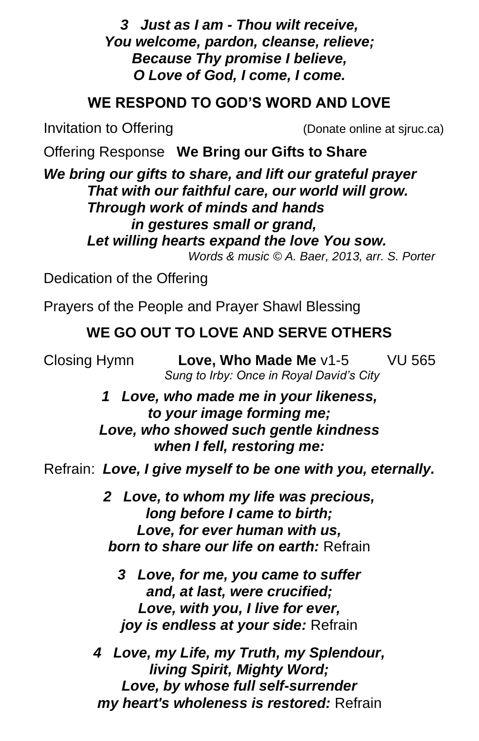***3 Just as I am - Thou wilt receive,***
***You welcome, pardon, cleanse, relieve;***
***Because Thy promise I believe,***
***O Love of God, I come, I come.***

## WE RESPOND TO GOD'S WORD AND LOVE

Invitation to Offering (Donate online at sjruc.ca)

Offering Response **We Bring our Gifts to Share**

***We bring our gifts to share, and lift our grateful prayer***
***That with our faithful care, our world will grow.***
***Through work of minds and hands***
***in gestures small or grand,***
***Let willing hearts expand the love You sow.***

*Words & music © A. Baer, 2013, arr. S. Porter*

Dedication of the Offering

Prayers of the People and Prayer Shawl Blessing

## WE GO OUT TO LOVE AND SERVE OTHERS

Closing Hymn **Love, Who Made Me** v1-5 VU 565
*Sung to Irby: Once in Royal David's City*

***1 Love, who made me in your likeness,***
***to your image forming me;***
***Love, who showed such gentle kindness***
***when I fell, restoring me:***

Refrain: ***Love, I give myself to be one with you, eternally.***

***2 Love, to whom my life was precious,***
***long before I came to birth;***
***Love, for ever human with us,***
***born to share our life on earth:*** Refrain

***3 Love, for me, you came to suffer***
***and, at last, were crucified;***
***Love, with you, I live for ever,***
***joy is endless at your side:*** Refrain

***4 Love, my Life, my Truth, my Splendour,***
***living Spirit, Mighty Word;***
***Love, by whose full self-surrender***
***my heart's wholeness is restored:*** Refrain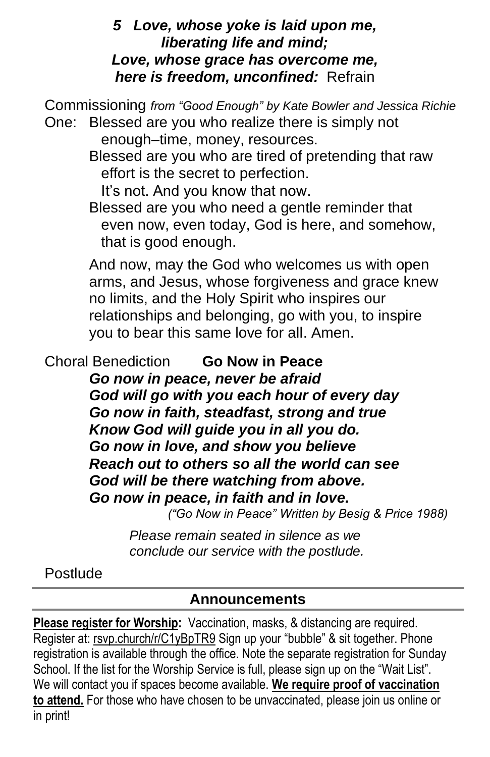***5 Love, whose yoke is laid upon me,***
***liberating life and mind;***
***Love, whose grace has overcome me,***
***here is freedom, unconfined:*** Refrain

Commissioning *from "Good Enough" by Kate Bowler and Jessica Richie*

One: Blessed are you who realize there is simply not enough–time, money, resources.

Blessed are you who are tired of pretending that raw effort is the secret to perfection.
It's not. And you know that now.

Blessed are you who need a gentle reminder that even now, even today, God is here, and somehow, that is good enough.

And now, may the God who welcomes us with open arms, and Jesus, whose forgiveness and grace knew no limits, and the Holy Spirit who inspires our relationships and belonging, go with you, to inspire you to bear this same love for all. Amen.

Choral Benediction **Go Now in Peace**

***Go now in peace, never be afraid***
***God will go with you each hour of every day***
***Go now in faith, steadfast, strong and true***
***Know God will guide you in all you do.***
***Go now in love, and show you believe***
***Reach out to others so all the world can see***
***God will be there watching from above.***
***Go now in peace, in faith and in love.***

*("Go Now in Peace" Written by Besig & Price 1988)*

*Please remain seated in silence as we conclude our service with the postlude.*

Postlude

## Announcements

**Please register for Worship:** Vaccination, masks, & distancing are required. Register at: rsvp.church/r/C1yBpTR9 Sign up your "bubble" & sit together. Phone registration is available through the office. Note the separate registration for Sunday School. If the list for the Worship Service is full, please sign up on the "Wait List". We will contact you if spaces become available. **We require proof of vaccination to attend.** For those who have chosen to be unvaccinated, please join us online or in print!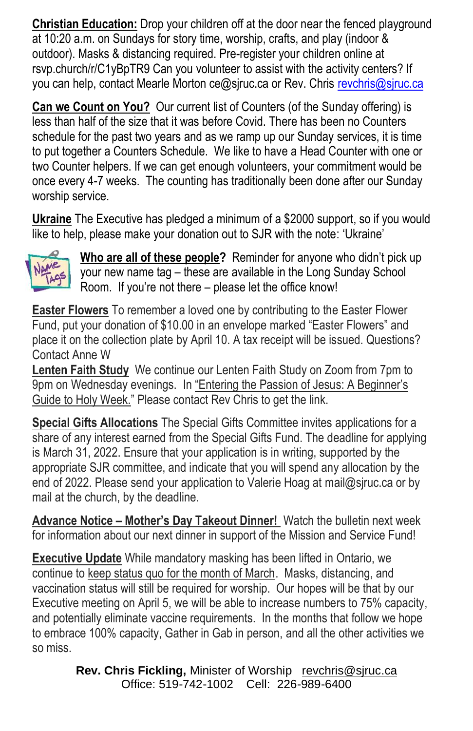**Christian Education:** Drop your children off at the door near the fenced playground at 10:20 a.m. on Sundays for story time, worship, crafts, and play (indoor & outdoor). Masks & distancing required. Pre-register your children online at rsvp.church/r/C1yBpTR9 Can you volunteer to assist with the activity centers? If you can help, contact Mearle Morton ce@sjruc.ca or Rev. Chris revchris@sjruc.ca

**Can we Count on You?** Our current list of Counters (of the Sunday offering) is less than half of the size that it was before Covid. There has been no Counters schedule for the past two years and as we ramp up our Sunday services, it is time to put together a Counters Schedule. We like to have a Head Counter with one or two Counter helpers. If we can get enough volunteers, your commitment would be once every 4-7 weeks. The counting has traditionally been done after our Sunday worship service.

**Ukraine** The Executive has pledged a minimum of a $2000 support, so if you would like to help, please make your donation out to SJR with the note: 'Ukraine'

**Who are all of these people?** Reminder for anyone who didn't pick up your new name tag – these are available in the Long Sunday School Room. If you're not there – please let the office know!

**Easter Flowers** To remember a loved one by contributing to the Easter Flower Fund, put your donation of $10.00 in an envelope marked "Easter Flowers" and place it on the collection plate by April 10. A tax receipt will be issued. Questions? Contact Anne W

**Lenten Faith Study** We continue our Lenten Faith Study on Zoom from 7pm to 9pm on Wednesday evenings. In "Entering the Passion of Jesus: A Beginner's Guide to Holy Week." Please contact Rev Chris to get the link.

**Special Gifts Allocations** The Special Gifts Committee invites applications for a share of any interest earned from the Special Gifts Fund. The deadline for applying is March 31, 2022. Ensure that your application is in writing, supported by the appropriate SJR committee, and indicate that you will spend any allocation by the end of 2022. Please send your application to Valerie Hoag at mail@sjruc.ca or by mail at the church, by the deadline.

**Advance Notice – Mother's Day Takeout Dinner!** Watch the bulletin next week for information about our next dinner in support of the Mission and Service Fund!

**Executive Update** While mandatory masking has been lifted in Ontario, we continue to keep status quo for the month of March. Masks, distancing, and vaccination status will still be required for worship. Our hopes will be that by our Executive meeting on April 5, we will be able to increase numbers to 75% capacity, and potentially eliminate vaccine requirements. In the months that follow we hope to embrace 100% capacity, Gather in Gab in person, and all the other activities we so miss.

**Rev. Chris Fickling,** Minister of Worship revchris@sjruc.ca
Office: 519-742-1002 Cell: 226-989-6400